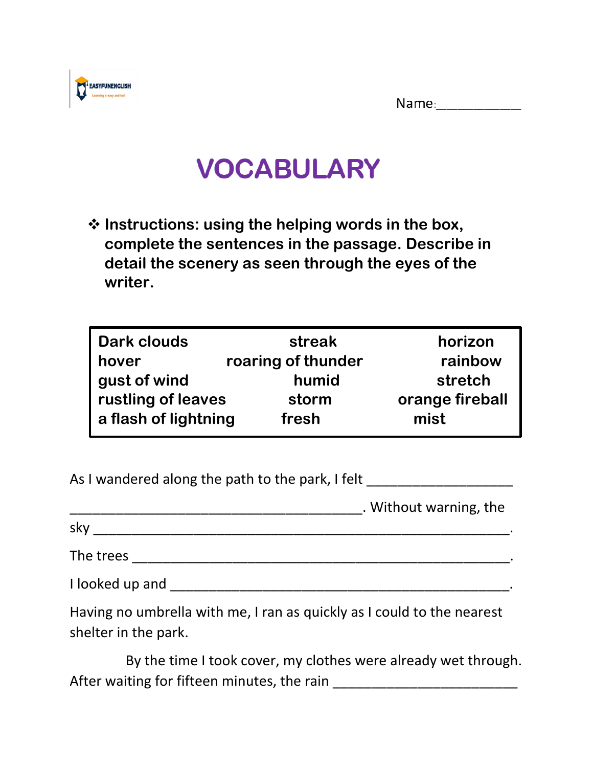Name:___________

# VOCABULARY

❖ **Instructions: using the helping words in the box, complete the sentences in the passage. Describe in detail the scenery as seen through the eyes of the writer.**

| | | |
|---|---|---|
| **Dark clouds** | **streak** | **horizon** |
| **hover** | **roaring of thunder** | **rainbow** |
| **gust of wind** | **humid** | **stretch** |
| **rustling of leaves** | **storm** | **orange fireball** |
| **a flash of lightning** | **fresh** | **mist** |

As I wandered along the path to the park, I felt ___________________ ______________________________________. Without warning, the sky ______________________________________________________.

The trees _________________________________________________.

I looked up and ____________________________________________.

Having no umbrella with me, I ran as quickly as I could to the nearest shelter in the park.

By the time I took cover, my clothes were already wet through. After waiting for fifteen minutes, the rain ________________________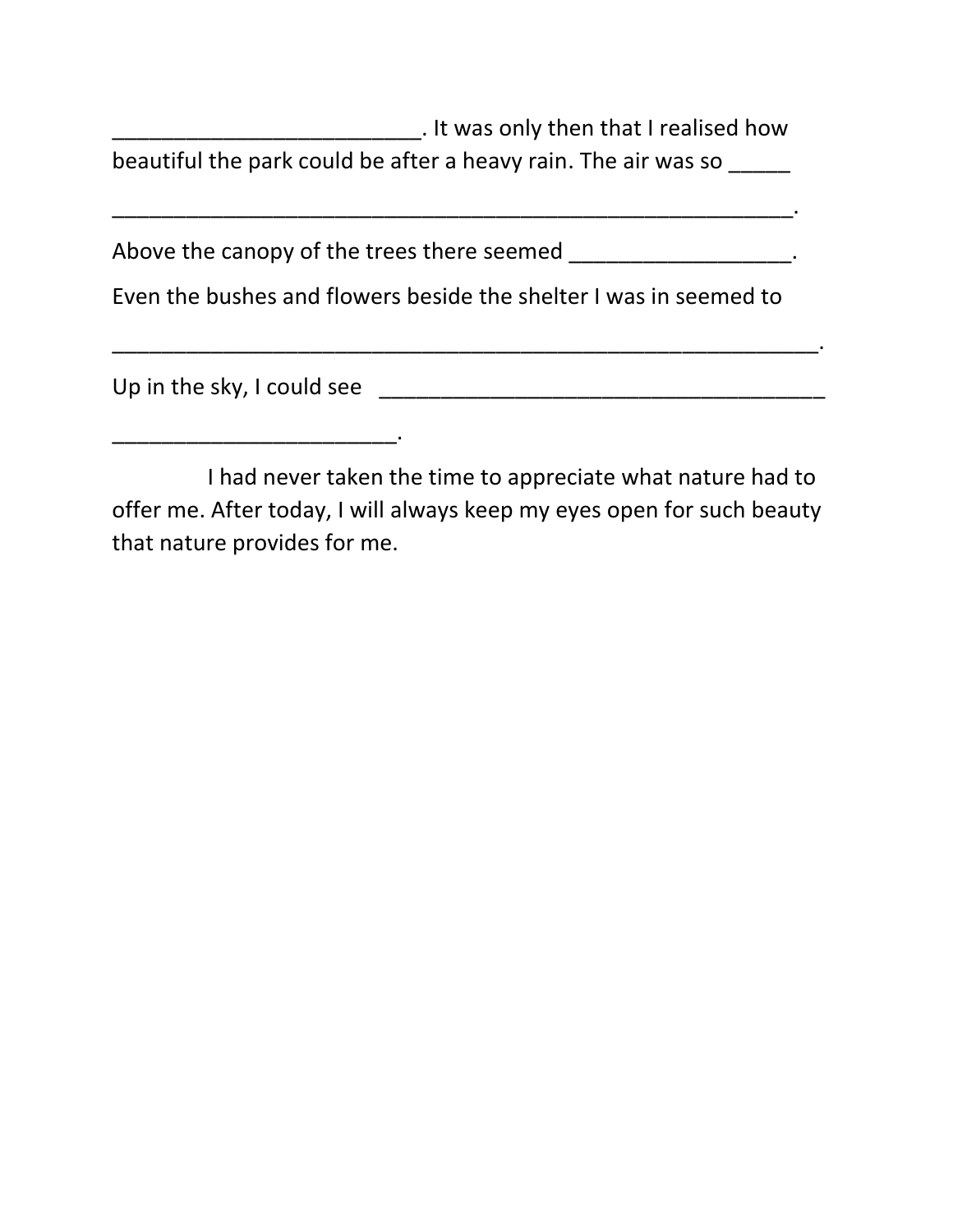_________________________. It was only then that I realised how beautiful the park could be after a heavy rain. The air was so _____

__________________________________________________________.

Above the canopy of the trees there seemed __________________.

Even the bushes and flowers beside the shelter I was in seemed to

____________________________________________________________.

Up in the sky, I could see _____________________________________

________________________.

I had never taken the time to appreciate what nature had to offer me. After today, I will always keep my eyes open for such beauty that nature provides for me.